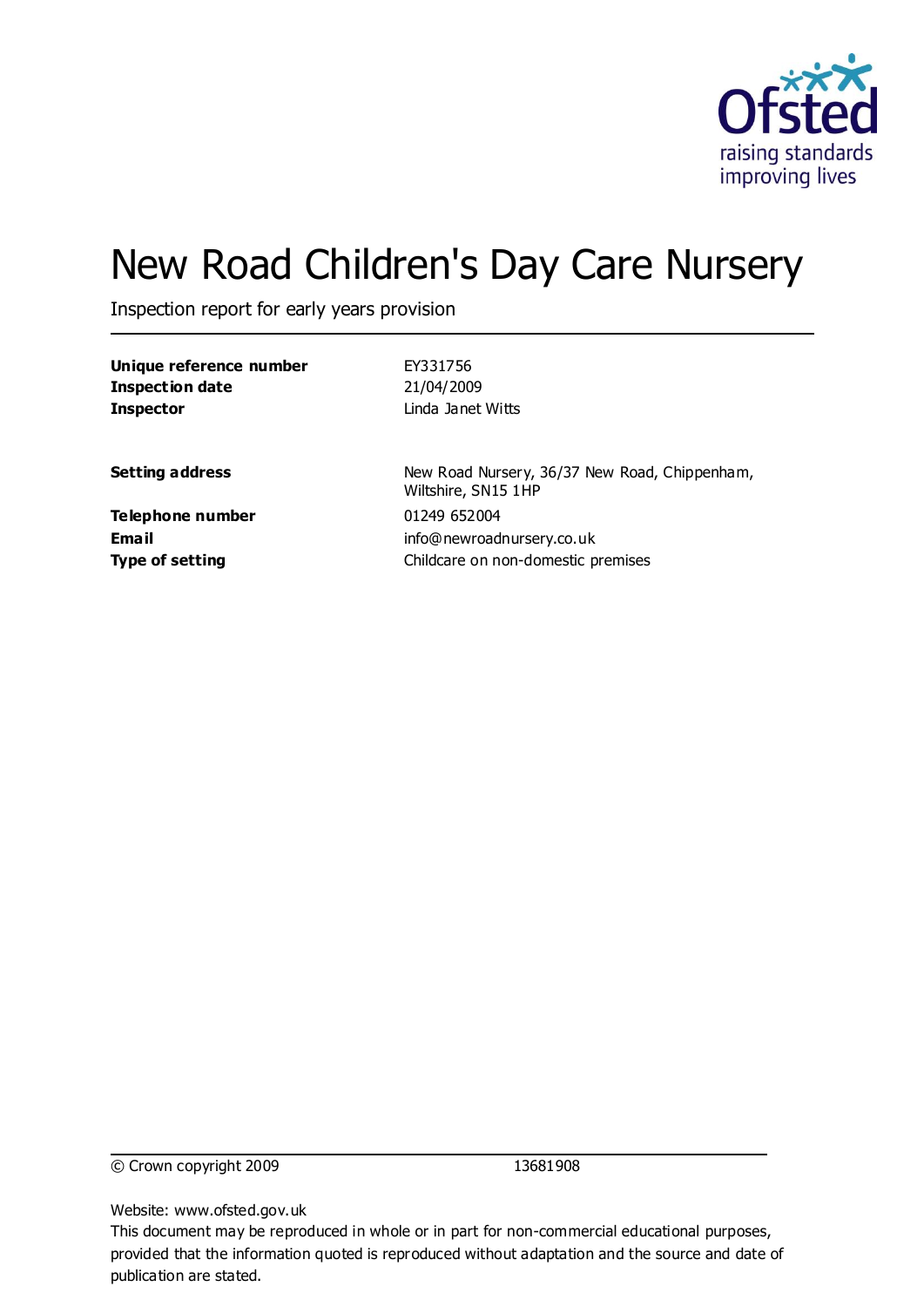# New Road Children's Day Care Nursery

Inspection report for early years provision

| | |
|---|---|
| **Unique reference number** | EY331756 |
| **Inspection date** | 21/04/2009 |
| **Inspector** | Linda Janet Witts |
| | |
| **Setting address** | New Road Nursery, 36/37 New Road, Chippenham, Wiltshire, SN15 1HP |
| **Telephone number** | 01249 652004 |
| **Email** | info@newroadnursery.co.uk |
| **Type of setting** | Childcare on non-domestic premises |

© Crown copyright 2009 13681908

Website: www.ofsted.gov.uk

This document may be reproduced in whole or in part for non-commercial educational purposes, provided that the information quoted is reproduced without adaptation and the source and date of publication are stated.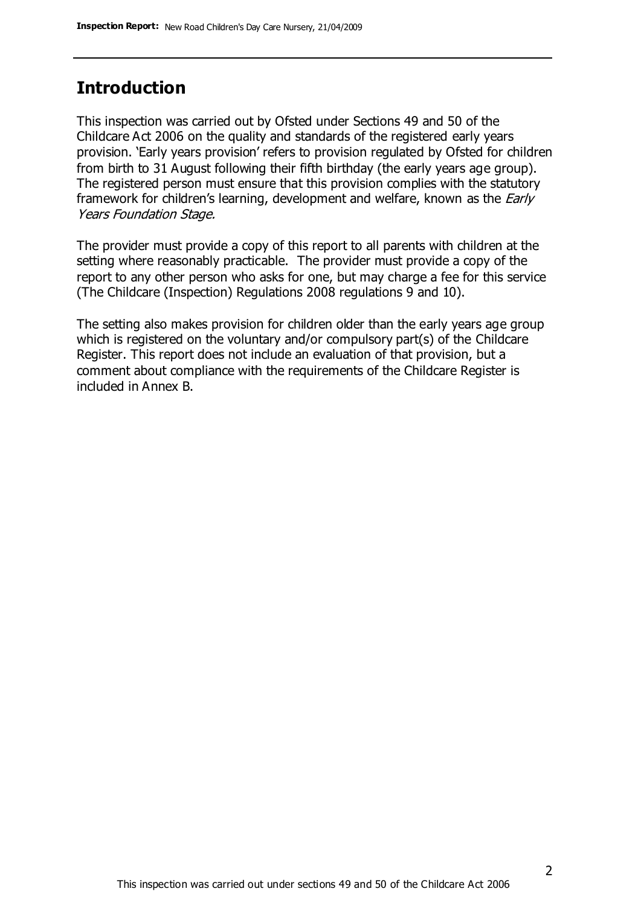## Introduction

This inspection was carried out by Ofsted under Sections 49 and 50 of the Childcare Act 2006 on the quality and standards of the registered early years provision. 'Early years provision' refers to provision regulated by Ofsted for children from birth to 31 August following their fifth birthday (the early years age group). The registered person must ensure that this provision complies with the statutory framework for children's learning, development and welfare, known as the *Early Years Foundation Stage.*

The provider must provide a copy of this report to all parents with children at the setting where reasonably practicable. The provider must provide a copy of the report to any other person who asks for one, but may charge a fee for this service (The Childcare (Inspection) Regulations 2008 regulations 9 and 10).

The setting also makes provision for children older than the early years age group which is registered on the voluntary and/or compulsory part(s) of the Childcare Register. This report does not include an evaluation of that provision, but a comment about compliance with the requirements of the Childcare Register is included in Annex B.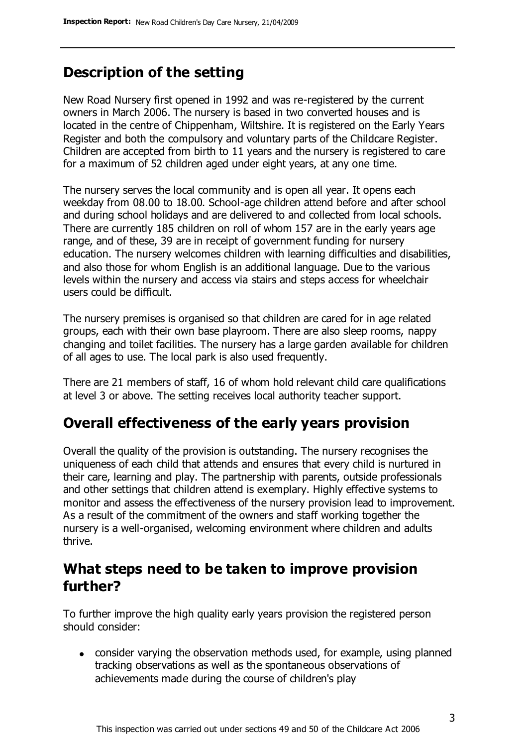## Description of the setting

New Road Nursery first opened in 1992 and was re-registered by the current owners in March 2006. The nursery is based in two converted houses and is located in the centre of Chippenham, Wiltshire. It is registered on the Early Years Register and both the compulsory and voluntary parts of the Childcare Register. Children are accepted from birth to 11 years and the nursery is registered to care for a maximum of 52 children aged under eight years, at any one time.

The nursery serves the local community and is open all year. It opens each weekday from 08.00 to 18.00. School-age children attend before and after school and during school holidays and are delivered to and collected from local schools. There are currently 185 children on roll of whom 157 are in the early years age range, and of these, 39 are in receipt of government funding for nursery education. The nursery welcomes children with learning difficulties and disabilities, and also those for whom English is an additional language. Due to the various levels within the nursery and access via stairs and steps access for wheelchair users could be difficult.

The nursery premises is organised so that children are cared for in age related groups, each with their own base playroom. There are also sleep rooms, nappy changing and toilet facilities. The nursery has a large garden available for children of all ages to use. The local park is also used frequently.

There are 21 members of staff, 16 of whom hold relevant child care qualifications at level 3 or above. The setting receives local authority teacher support.

## Overall effectiveness of the early years provision

Overall the quality of the provision is outstanding. The nursery recognises the uniqueness of each child that attends and ensures that every child is nurtured in their care, learning and play. The partnership with parents, outside professionals and other settings that children attend is exemplary. Highly effective systems to monitor and assess the effectiveness of the nursery provision lead to improvement. As a result of the commitment of the owners and staff working together the nursery is a well-organised, welcoming environment where children and adults thrive.

## What steps need to be taken to improve provision further?

To further improve the high quality early years provision the registered person should consider:

- consider varying the observation methods used, for example, using planned tracking observations as well as the spontaneous observations of achievements made during the course of children's play

This inspection was carried out under sections 49 and 50 of the Childcare Act 2006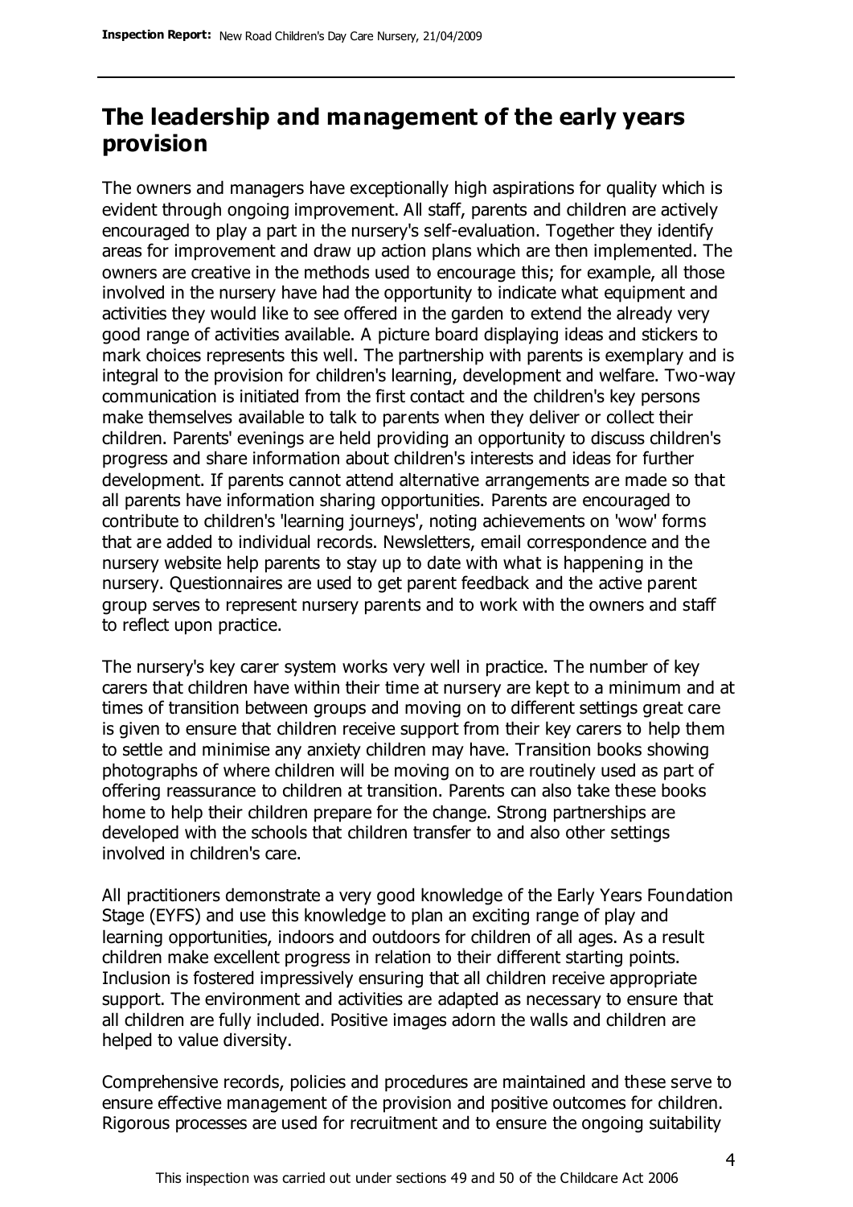## The leadership and management of the early years provision

The owners and managers have exceptionally high aspirations for quality which is evident through ongoing improvement. All staff, parents and children are actively encouraged to play a part in the nursery's self-evaluation. Together they identify areas for improvement and draw up action plans which are then implemented. The owners are creative in the methods used to encourage this; for example, all those involved in the nursery have had the opportunity to indicate what equipment and activities they would like to see offered in the garden to extend the already very good range of activities available. A picture board displaying ideas and stickers to mark choices represents this well. The partnership with parents is exemplary and is integral to the provision for children's learning, development and welfare. Two-way communication is initiated from the first contact and the children's key persons make themselves available to talk to parents when they deliver or collect their children. Parents' evenings are held providing an opportunity to discuss children's progress and share information about children's interests and ideas for further development. If parents cannot attend alternative arrangements are made so that all parents have information sharing opportunities. Parents are encouraged to contribute to children's 'learning journeys', noting achievements on 'wow' forms that are added to individual records. Newsletters, email correspondence and the nursery website help parents to stay up to date with what is happening in the nursery. Questionnaires are used to get parent feedback and the active parent group serves to represent nursery parents and to work with the owners and staff to reflect upon practice.

The nursery's key carer system works very well in practice. The number of key carers that children have within their time at nursery are kept to a minimum and at times of transition between groups and moving on to different settings great care is given to ensure that children receive support from their key carers to help them to settle and minimise any anxiety children may have. Transition books showing photographs of where children will be moving on to are routinely used as part of offering reassurance to children at transition. Parents can also take these books home to help their children prepare for the change. Strong partnerships are developed with the schools that children transfer to and also other settings involved in children's care.

All practitioners demonstrate a very good knowledge of the Early Years Foundation Stage (EYFS) and use this knowledge to plan an exciting range of play and learning opportunities, indoors and outdoors for children of all ages. As a result children make excellent progress in relation to their different starting points. Inclusion is fostered impressively ensuring that all children receive appropriate support. The environment and activities are adapted as necessary to ensure that all children are fully included. Positive images adorn the walls and children are helped to value diversity.

Comprehensive records, policies and procedures are maintained and these serve to ensure effective management of the provision and positive outcomes for children. Rigorous processes are used for recruitment and to ensure the ongoing suitability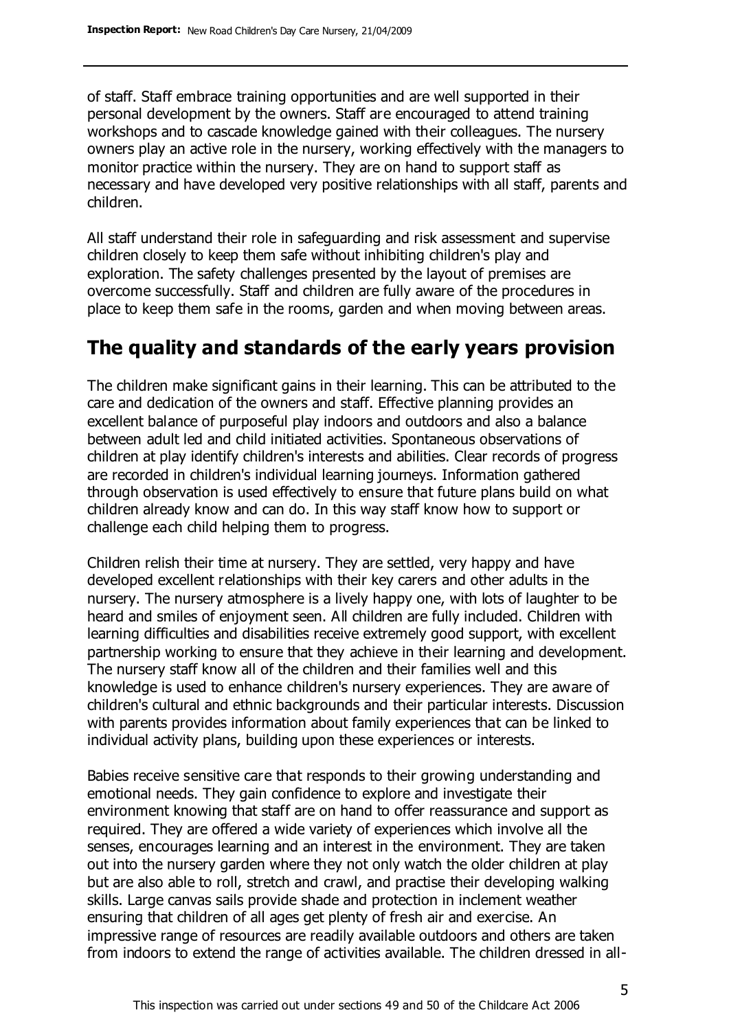of staff. Staff embrace training opportunities and are well supported in their personal development by the owners. Staff are encouraged to attend training workshops and to cascade knowledge gained with their colleagues. The nursery owners play an active role in the nursery, working effectively with the managers to monitor practice within the nursery. They are on hand to support staff as necessary and have developed very positive relationships with all staff, parents and children.

All staff understand their role in safeguarding and risk assessment and supervise children closely to keep them safe without inhibiting children's play and exploration. The safety challenges presented by the layout of premises are overcome successfully. Staff and children are fully aware of the procedures in place to keep them safe in the rooms, garden and when moving between areas.

## The quality and standards of the early years provision

The children make significant gains in their learning. This can be attributed to the care and dedication of the owners and staff. Effective planning provides an excellent balance of purposeful play indoors and outdoors and also a balance between adult led and child initiated activities. Spontaneous observations of children at play identify children's interests and abilities. Clear records of progress are recorded in children's individual learning journeys. Information gathered through observation is used effectively to ensure that future plans build on what children already know and can do. In this way staff know how to support or challenge each child helping them to progress.

Children relish their time at nursery. They are settled, very happy and have developed excellent relationships with their key carers and other adults in the nursery. The nursery atmosphere is a lively happy one, with lots of laughter to be heard and smiles of enjoyment seen. All children are fully included. Children with learning difficulties and disabilities receive extremely good support, with excellent partnership working to ensure that they achieve in their learning and development. The nursery staff know all of the children and their families well and this knowledge is used to enhance children's nursery experiences. They are aware of children's cultural and ethnic backgrounds and their particular interests. Discussion with parents provides information about family experiences that can be linked to individual activity plans, building upon these experiences or interests.

Babies receive sensitive care that responds to their growing understanding and emotional needs. They gain confidence to explore and investigate their environment knowing that staff are on hand to offer reassurance and support as required. They are offered a wide variety of experiences which involve all the senses, encourages learning and an interest in the environment. They are taken out into the nursery garden where they not only watch the older children at play but are also able to roll, stretch and crawl, and practise their developing walking skills. Large canvas sails provide shade and protection in inclement weather ensuring that children of all ages get plenty of fresh air and exercise. An impressive range of resources are readily available outdoors and others are taken from indoors to extend the range of activities available. The children dressed in all-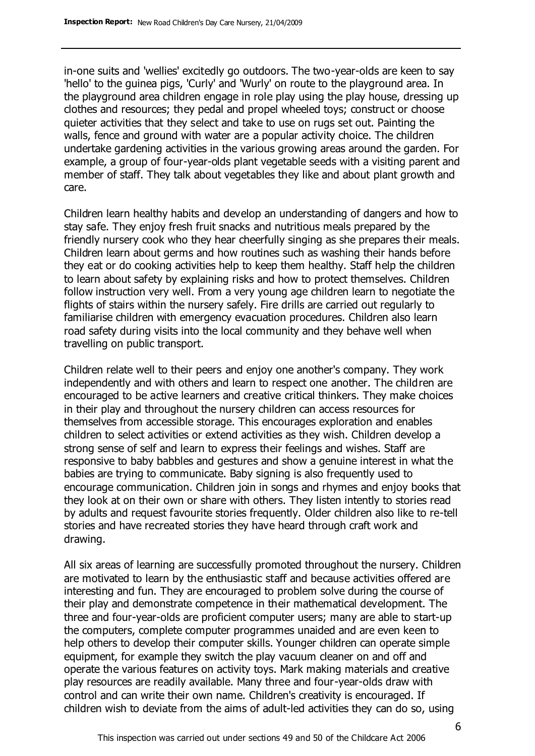in-one suits and 'wellies' excitedly go outdoors. The two-year-olds are keen to say 'hello' to the guinea pigs, 'Curly' and 'Wurly' on route to the playground area. In the playground area children engage in role play using the play house, dressing up clothes and resources; they pedal and propel wheeled toys; construct or choose quieter activities that they select and take to use on rugs set out. Painting the walls, fence and ground with water are a popular activity choice. The children undertake gardening activities in the various growing areas around the garden. For example, a group of four-year-olds plant vegetable seeds with a visiting parent and member of staff. They talk about vegetables they like and about plant growth and care.

Children learn healthy habits and develop an understanding of dangers and how to stay safe. They enjoy fresh fruit snacks and nutritious meals prepared by the friendly nursery cook who they hear cheerfully singing as she prepares their meals. Children learn about germs and how routines such as washing their hands before they eat or do cooking activities help to keep them healthy. Staff help the children to learn about safety by explaining risks and how to protect themselves. Children follow instruction very well. From a very young age children learn to negotiate the flights of stairs within the nursery safely. Fire drills are carried out regularly to familiarise children with emergency evacuation procedures. Children also learn road safety during visits into the local community and they behave well when travelling on public transport.

Children relate well to their peers and enjoy one another's company. They work independently and with others and learn to respect one another. The children are encouraged to be active learners and creative critical thinkers. They make choices in their play and throughout the nursery children can access resources for themselves from accessible storage. This encourages exploration and enables children to select activities or extend activities as they wish. Children develop a strong sense of self and learn to express their feelings and wishes. Staff are responsive to baby babbles and gestures and show a genuine interest in what the babies are trying to communicate. Baby signing is also frequently used to encourage communication. Children join in songs and rhymes and enjoy books that they look at on their own or share with others. They listen intently to stories read by adults and request favourite stories frequently. Older children also like to re-tell stories and have recreated stories they have heard through craft work and drawing.

All six areas of learning are successfully promoted throughout the nursery. Children are motivated to learn by the enthusiastic staff and because activities offered are interesting and fun. They are encouraged to problem solve during the course of their play and demonstrate competence in their mathematical development. The three and four-year-olds are proficient computer users; many are able to start-up the computers, complete computer programmes unaided and are even keen to help others to develop their computer skills. Younger children can operate simple equipment, for example they switch the play vacuum cleaner on and off and operate the various features on activity toys. Mark making materials and creative play resources are readily available. Many three and four-year-olds draw with control and can write their own name. Children's creativity is encouraged. If children wish to deviate from the aims of adult-led activities they can do so, using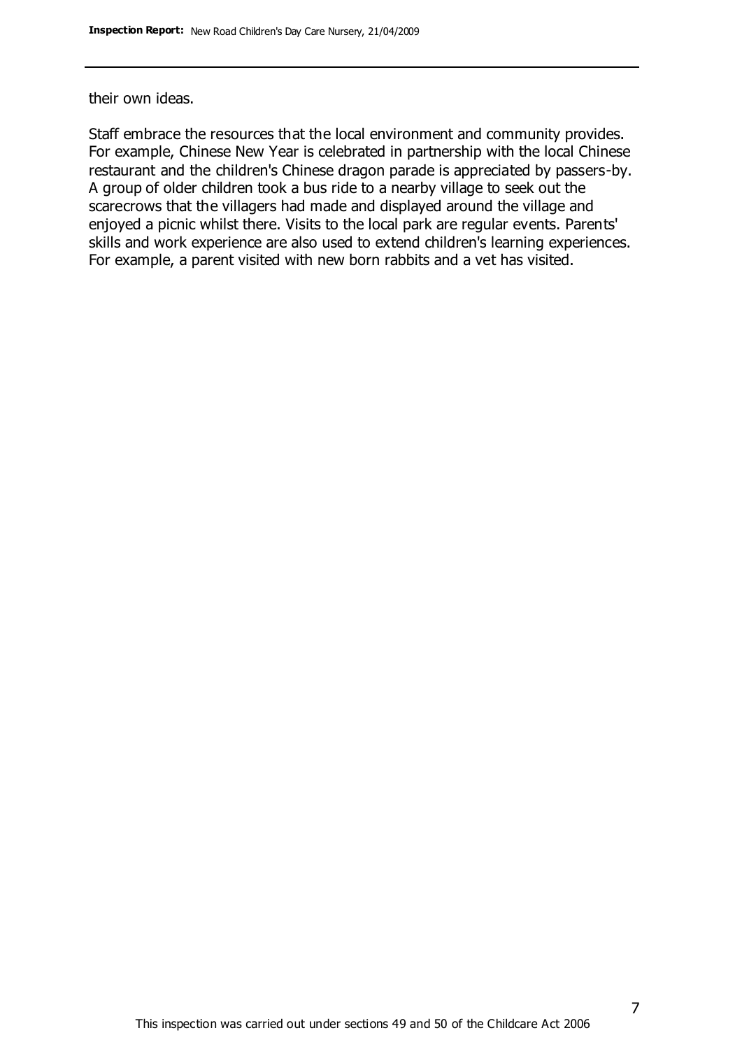their own ideas.

Staff embrace the resources that the local environment and community provides. For example, Chinese New Year is celebrated in partnership with the local Chinese restaurant and the children's Chinese dragon parade is appreciated by passers-by. A group of older children took a bus ride to a nearby village to seek out the scarecrows that the villagers had made and displayed around the village and enjoyed a picnic whilst there. Visits to the local park are regular events. Parents' skills and work experience are also used to extend children's learning experiences. For example, a parent visited with new born rabbits and a vet has visited.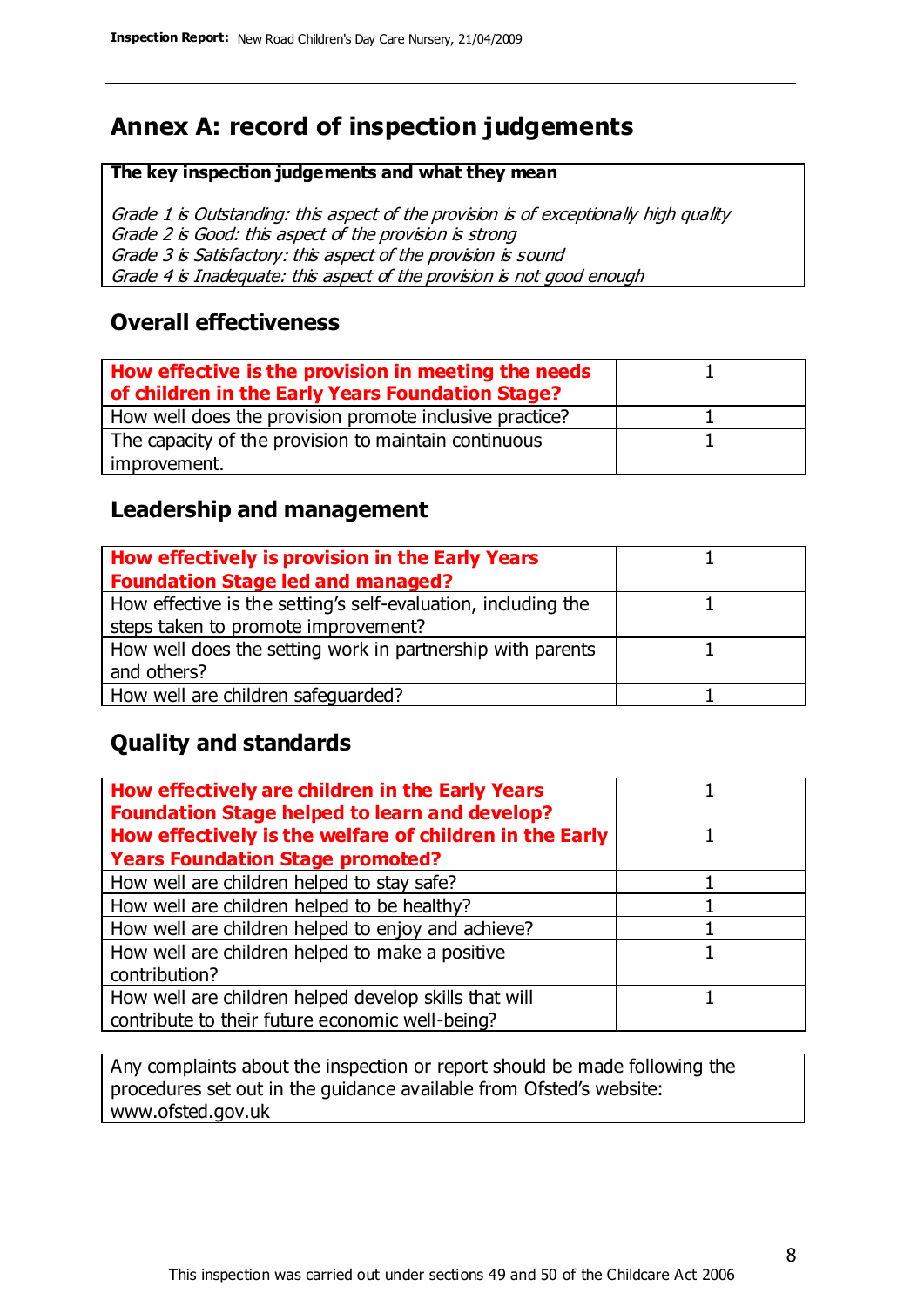# Annex A: record of inspection judgements

**The key inspection judgements and what they mean**

*Grade 1 is Outstanding: this aspect of the provision is of exceptionally high quality*
*Grade 2 is Good: this aspect of the provision is strong*
*Grade 3 is Satisfactory: this aspect of the provision is sound*
*Grade 4 is Inadequate: this aspect of the provision is not good enough*

## Overall effectiveness

| | |
|---|---|
| **How effective is the provision in meeting the needs of children in the Early Years Foundation Stage?** | 1 |
| How well does the provision promote inclusive practice? | 1 |
| The capacity of the provision to maintain continuous improvement. | 1 |

## Leadership and management

| | |
|---|---|
| **How effectively is provision in the Early Years Foundation Stage led and managed?** | 1 |
| How effective is the setting's self-evaluation, including the steps taken to promote improvement? | 1 |
| How well does the setting work in partnership with parents and others? | 1 |
| How well are children safeguarded? | 1 |

## Quality and standards

| | |
|---|---|
| **How effectively are children in the Early Years Foundation Stage helped to learn and develop?** | 1 |
| **How effectively is the welfare of children in the Early Years Foundation Stage promoted?** | 1 |
| How well are children helped to stay safe? | 1 |
| How well are children helped to be healthy? | 1 |
| How well are children helped to enjoy and achieve? | 1 |
| How well are children helped to make a positive contribution? | 1 |
| How well are children helped develop skills that will contribute to their future economic well-being? | 1 |

Any complaints about the inspection or report should be made following the procedures set out in the guidance available from Ofsted's website: www.ofsted.gov.uk

This inspection was carried out under sections 49 and 50 of the Childcare Act 2006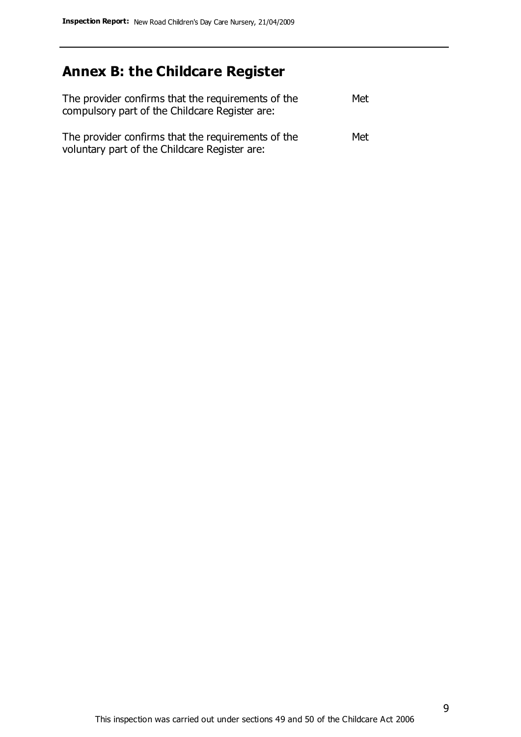## Annex B: the Childcare Register

| | |
|---|---|
| The provider confirms that the requirements of the compulsory part of the Childcare Register are: | Met |
| The provider confirms that the requirements of the voluntary part of the Childcare Register are: | Met |

This inspection was carried out under sections 49 and 50 of the Childcare Act 2006